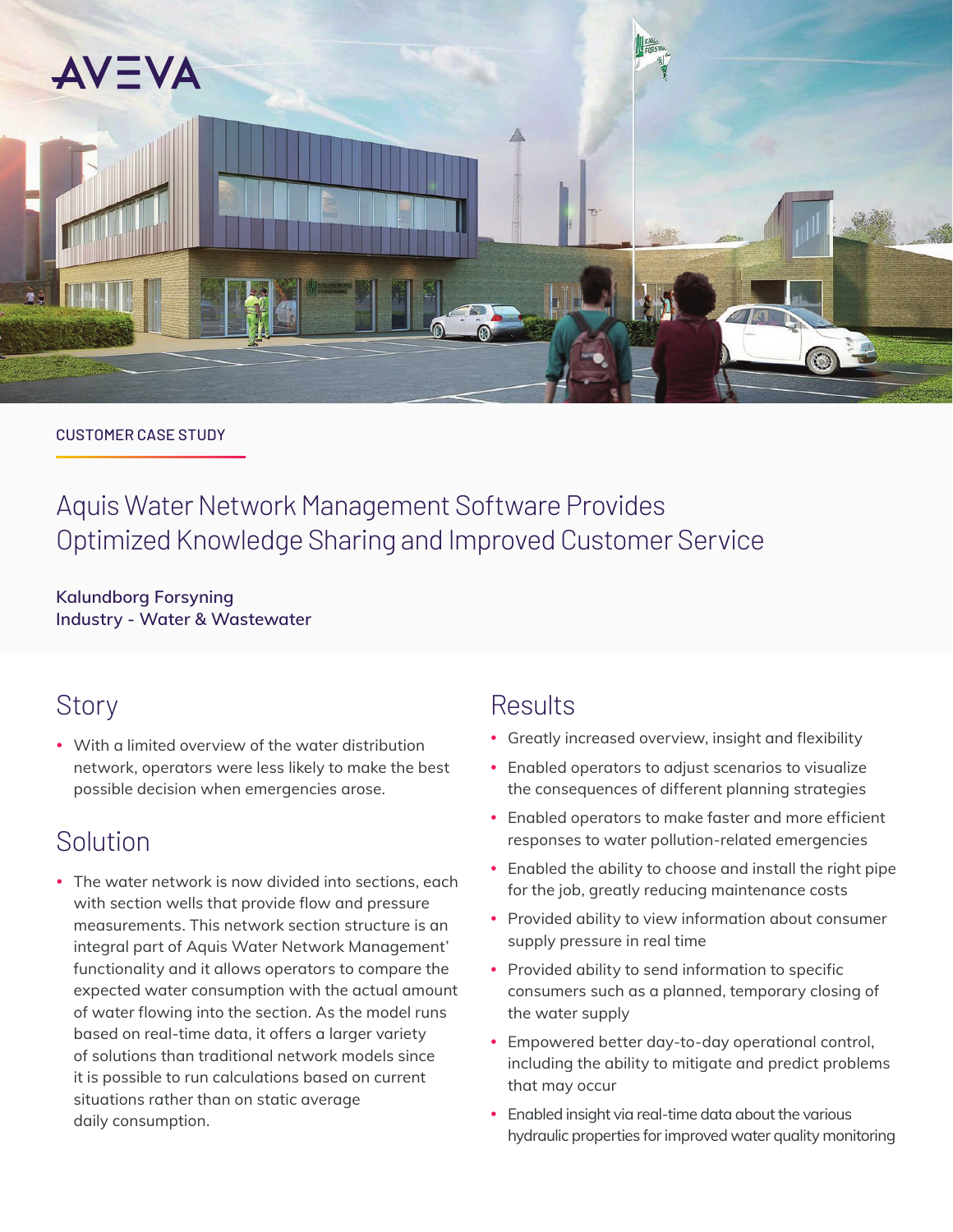AVEVA

CUSTOMER CASE STUDY

# Aquis Water Network Management Software Provides Optimized Knowledge Sharing and Improved Customer Service

**Kalundborg Forsyning**
**Industry - Water & Wastewater**

## Story

- With a limited overview of the water distribution network, operators were less likely to make the best possible decision when emergencies arose.

## Solution

- The water network is now divided into sections, each with section wells that provide flow and pressure measurements. This network section structure is an integral part of Aquis Water Network Management' functionality and it allows operators to compare the expected water consumption with the actual amount of water flowing into the section. As the model runs based on real-time data, it offers a larger variety of solutions than traditional network models since it is possible to run calculations based on current situations rather than on static average daily consumption.

## Results

- Greatly increased overview, insight and flexibility
- Enabled operators to adjust scenarios to visualize the consequences of different planning strategies
- Enabled operators to make faster and more efficient responses to water pollution-related emergencies
- Enabled the ability to choose and install the right pipe for the job, greatly reducing maintenance costs
- Provided ability to view information about consumer supply pressure in real time
- Provided ability to send information to specific consumers such as a planned, temporary closing of the water supply
- Empowered better day-to-day operational control, including the ability to mitigate and predict problems that may occur
- Enabled insight via real-time data about the various hydraulic properties for improved water quality monitoring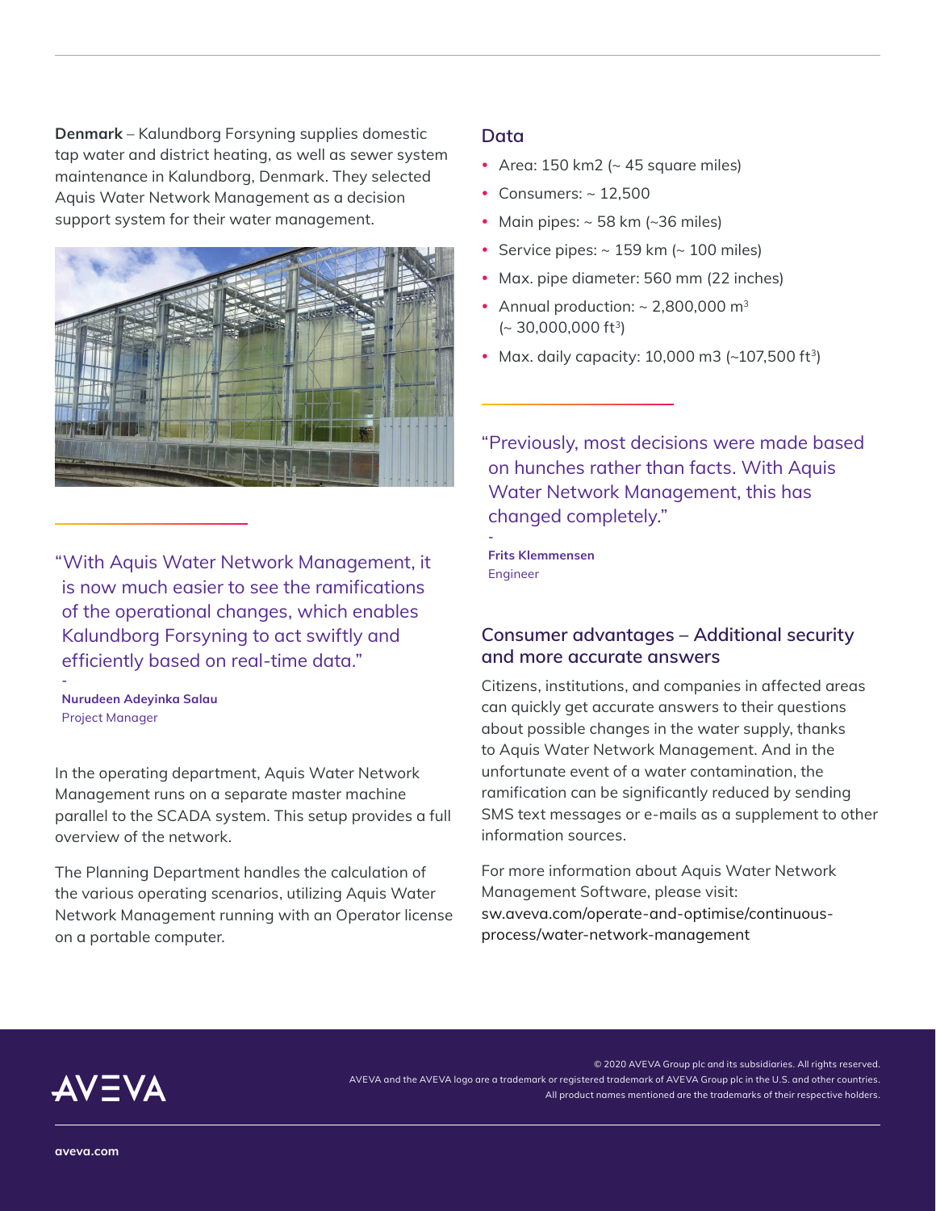**Denmark** – Kalundborg Forsyning supplies domestic tap water and district heating, as well as sewer system maintenance in Kalundborg, Denmark. They selected Aquis Water Network Management as a decision support system for their water management.

"With Aquis Water Network Management, it is now much easier to see the ramifications of the operational changes, which enables Kalundborg Forsyning to act swiftly and efficiently based on real-time data."

-
**Nurudeen Adeyinka Salau**
Project Manager

In the operating department, Aquis Water Network Management runs on a separate master machine parallel to the SCADA system. This setup provides a full overview of the network.

The Planning Department handles the calculation of the various operating scenarios, utilizing Aquis Water Network Management running with an Operator license on a portable computer.

## Data

- Area: 150 km2 (~ 45 square miles)
- Consumers: ~ 12,500
- Main pipes: ~ 58 km (~36 miles)
- Service pipes: ~ 159 km (~ 100 miles)
- Max. pipe diameter: 560 mm (22 inches)
- Annual production: ~ 2,800,000 $m^3$ (~ 30,000,000 $ft^3$)
- Max. daily capacity: 10,000 m3 (~107,500 $ft^3$)

"Previously, most decisions were made based on hunches rather than facts. With Aquis Water Network Management, this has changed completely."

-
**Frits Klemmensen**
Engineer

## Consumer advantages – Additional security and more accurate answers

Citizens, institutions, and companies in affected areas can quickly get accurate answers to their questions about possible changes in the water supply, thanks to Aquis Water Network Management. And in the unfortunate event of a water contamination, the ramification can be significantly reduced by sending SMS text messages or e-mails as a supplement to other information sources.

For more information about Aquis Water Network Management Software, please visit: sw.aveva.com/operate-and-optimise/continuous-process/water-network-management

AVEVA

© 2020 AVEVA Group plc and its subsidiaries. All rights reserved.
AVEVA and the AVEVA logo are a trademark or registered trademark of AVEVA Group plc in the U.S. and other countries.
All product names mentioned are the trademarks of their respective holders.

aveva.com